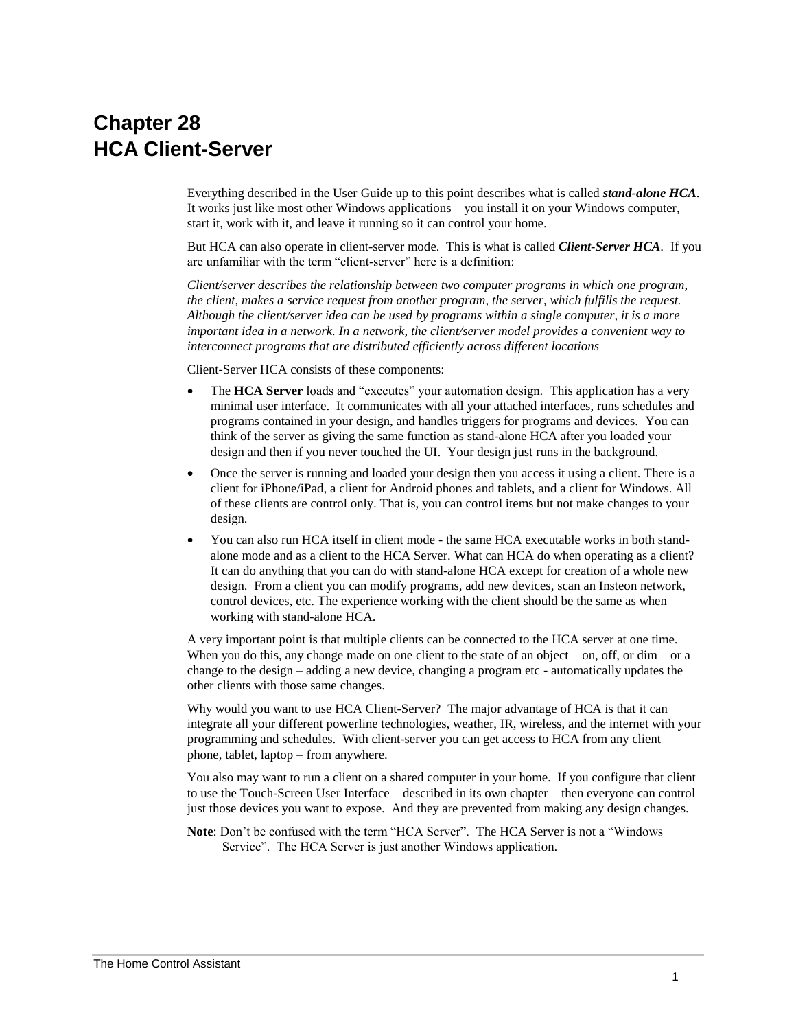# Chapter 28
# HCA Client-Server

Everything described in the User Guide up to this point describes what is called ***stand-alone HCA***. It works just like most other Windows applications – you install it on your Windows computer, start it, work with it, and leave it running so it can control your home.

But HCA can also operate in client-server mode. This is what is called ***Client-Server HCA***. If you are unfamiliar with the term "client-server" here is a definition:

*Client/server describes the relationship between two computer programs in which one program, the client, makes a service request from another program, the server, which fulfills the request. Although the client/server idea can be used by programs within a single computer, it is a more important idea in a network. In a network, the client/server model provides a convenient way to interconnect programs that are distributed efficiently across different locations*

Client-Server HCA consists of these components:

- The **HCA Server** loads and "executes" your automation design. This application has a very minimal user interface. It communicates with all your attached interfaces, runs schedules and programs contained in your design, and handles triggers for programs and devices. You can think of the server as giving the same function as stand-alone HCA after you loaded your design and then if you never touched the UI. Your design just runs in the background.
- Once the server is running and loaded your design then you access it using a client. There is a client for iPhone/iPad, a client for Android phones and tablets, and a client for Windows. All of these clients are control only. That is, you can control items but not make changes to your design.
- You can also run HCA itself in client mode - the same HCA executable works in both stand-alone mode and as a client to the HCA Server. What can HCA do when operating as a client? It can do anything that you can do with stand-alone HCA except for creation of a whole new design. From a client you can modify programs, add new devices, scan an Insteon network, control devices, etc. The experience working with the client should be the same as when working with stand-alone HCA.

A very important point is that multiple clients can be connected to the HCA server at one time. When you do this, any change made on one client to the state of an object – on, off, or dim – or a change to the design – adding a new device, changing a program etc - automatically updates the other clients with those same changes.

Why would you want to use HCA Client-Server? The major advantage of HCA is that it can integrate all your different powerline technologies, weather, IR, wireless, and the internet with your programming and schedules. With client-server you can get access to HCA from any client – phone, tablet, laptop – from anywhere.

You also may want to run a client on a shared computer in your home. If you configure that client to use the Touch-Screen User Interface – described in its own chapter – then everyone can control just those devices you want to expose. And they are prevented from making any design changes.

**Note**: Don't be confused with the term "HCA Server". The HCA Server is not a "Windows Service". The HCA Server is just another Windows application.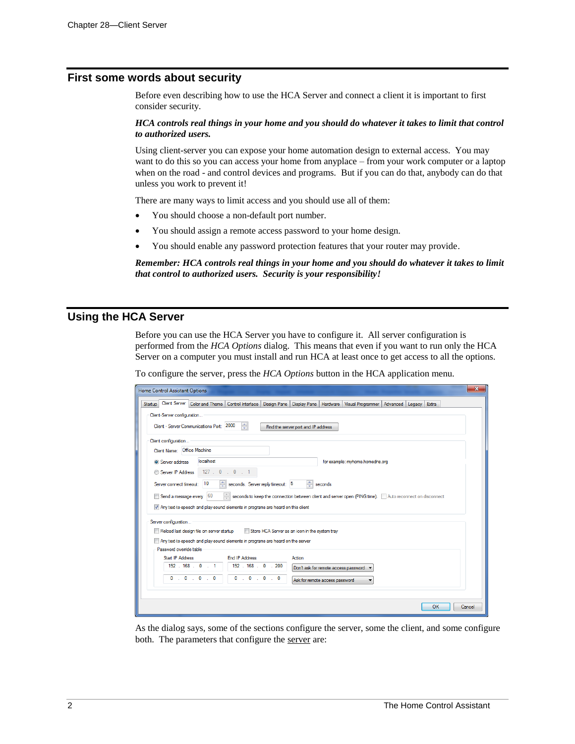## First some words about security

Before even describing how to use the HCA Server and connect a client it is important to first consider security.

***HCA controls real things in your home and you should do whatever it takes to limit that control to authorized users.***

Using client-server you can expose your home automation design to external access. You may want to do this so you can access your home from anyplace – from your work computer or a laptop when on the road - and control devices and programs. But if you can do that, anybody can do that unless you work to prevent it!

There are many ways to limit access and you should use all of them:

- You should choose a non-default port number.
- You should assign a remote access password to your home design.
- You should enable any password protection features that your router may provide.

***Remember: HCA controls real things in your home and you should do whatever it takes to limit that control to authorized users. Security is your responsibility!***

## Using the HCA Server

Before you can use the HCA Server you have to configure it. All server configuration is performed from the *HCA Options* dialog. This means that even if you want to run only the HCA Server on a computer you must install and run HCA at least once to get access to all the options.

To configure the server, press the *HCA Options* button in the HCA application menu.

As the dialog says, some of the sections configure the server, some the client, and some configure both. The parameters that configure the server are: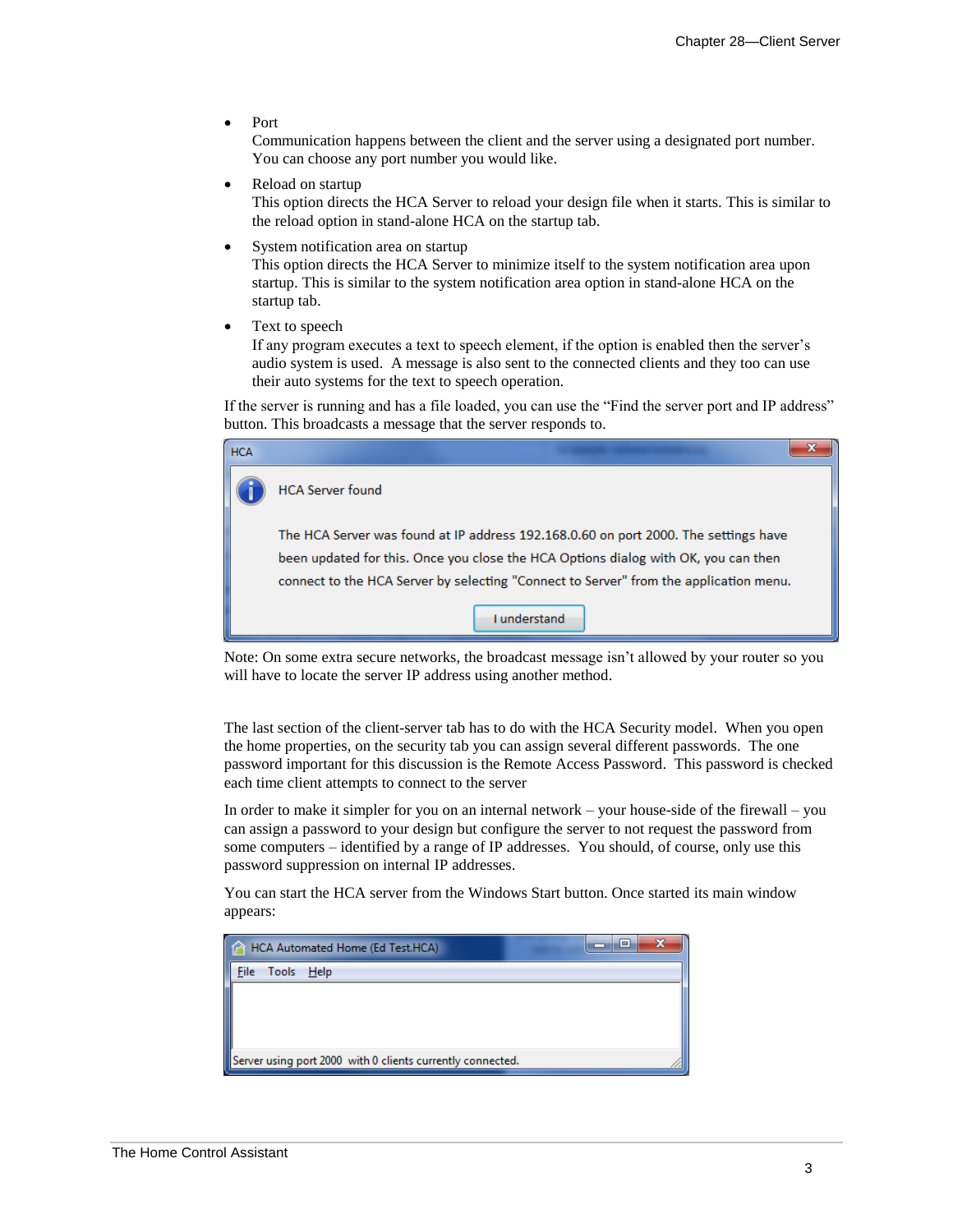- Port
  Communication happens between the client and the server using a designated port number. You can choose any port number you would like.
- Reload on startup
  This option directs the HCA Server to reload your design file when it starts. This is similar to the reload option in stand-alone HCA on the startup tab.
- System notification area on startup
  This option directs the HCA Server to minimize itself to the system notification area upon startup. This is similar to the system notification area option in stand-alone HCA on the startup tab.
- Text to speech
  If any program executes a text to speech element, if the option is enabled then the server's audio system is used. A message is also sent to the connected clients and they too can use their auto systems for the text to speech operation.

If the server is running and has a file loaded, you can use the "Find the server port and IP address" button. This broadcasts a message that the server responds to.

HCA

HCA Server found

The HCA Server was found at IP address 192.168.0.60 on port 2000. The settings have been updated for this. Once you close the HCA Options dialog with OK, you can then connect to the HCA Server by selecting "Connect to Server" from the application menu.

I understand

Note: On some extra secure networks, the broadcast message isn't allowed by your router so you will have to locate the server IP address using another method.

The last section of the client-server tab has to do with the HCA Security model. When you open the home properties, on the security tab you can assign several different passwords. The one password important for this discussion is the Remote Access Password. This password is checked each time client attempts to connect to the server

In order to make it simpler for you on an internal network – your house-side of the firewall – you can assign a password to your design but configure the server to not request the password from some computers – identified by a range of IP addresses. You should, of course, only use this password suppression on internal IP addresses.

You can start the HCA server from the Windows Start button. Once started its main window appears:

HCA Automated Home (Ed Test.HCA)

File Tools Help

Server using port 2000 with 0 clients currently connected.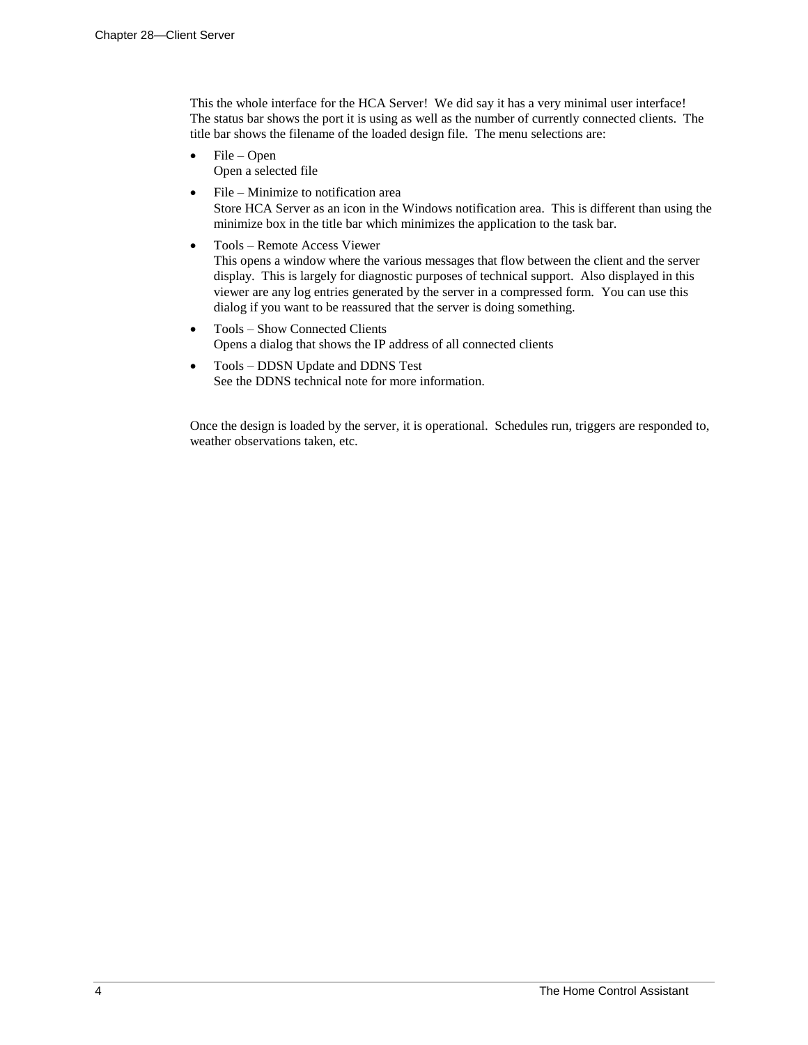This the whole interface for the HCA Server! We did say it has a very minimal user interface! The status bar shows the port it is using as well as the number of currently connected clients. The title bar shows the filename of the loaded design file. The menu selections are:

- File – Open
  Open a selected file
- File – Minimize to notification area
  Store HCA Server as an icon in the Windows notification area. This is different than using the minimize box in the title bar which minimizes the application to the task bar.
- Tools – Remote Access Viewer
  This opens a window where the various messages that flow between the client and the server display. This is largely for diagnostic purposes of technical support. Also displayed in this viewer are any log entries generated by the server in a compressed form. You can use this dialog if you want to be reassured that the server is doing something.
- Tools – Show Connected Clients
  Opens a dialog that shows the IP address of all connected clients
- Tools – DDSN Update and DDNS Test
  See the DDNS technical note for more information.

Once the design is loaded by the server, it is operational. Schedules run, triggers are responded to, weather observations taken, etc.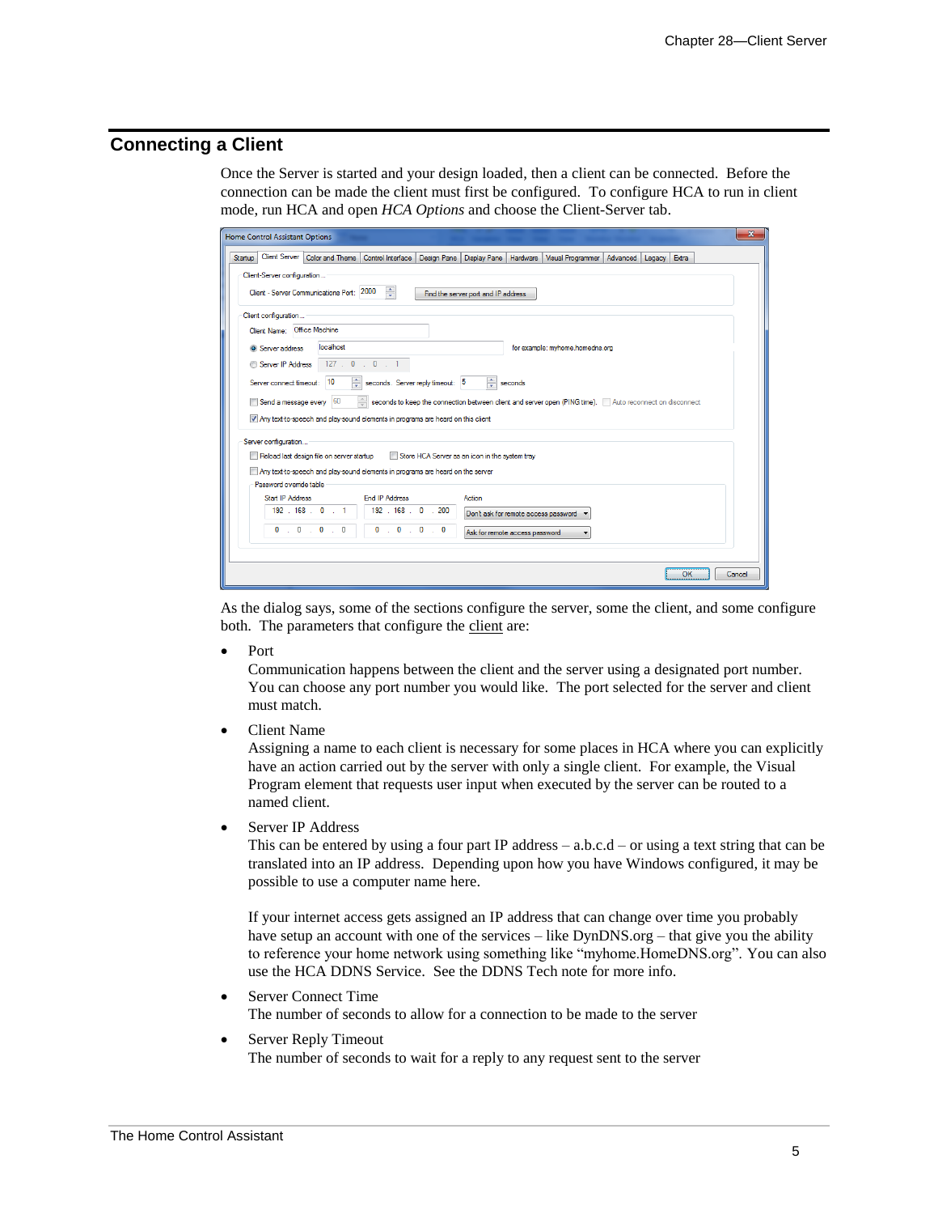## Connecting a Client

Once the Server is started and your design loaded, then a client can be connected. Before the connection can be made the client must first be configured. To configure HCA to run in client mode, run HCA and open *HCA Options* and choose the Client-Server tab.

As the dialog says, some of the sections configure the server, some the client, and some configure both. The parameters that configure the client are:

- Port
  Communication happens between the client and the server using a designated port number. You can choose any port number you would like. The port selected for the server and client must match.

- Client Name
  Assigning a name to each client is necessary for some places in HCA where you can explicitly have an action carried out by the server with only a single client. For example, the Visual Program element that requests user input when executed by the server can be routed to a named client.

- Server IP Address
  This can be entered by using a four part IP address – a.b.c.d – or using a text string that can be translated into an IP address. Depending upon how you have Windows configured, it may be possible to use a computer name here.

  If your internet access gets assigned an IP address that can change over time you probably have setup an account with one of the services – like DynDNS.org – that give you the ability to reference your home network using something like "myhome.HomeDNS.org". You can also use the HCA DDNS Service. See the DDNS Tech note for more info.

- Server Connect Time
  The number of seconds to allow for a connection to be made to the server

- Server Reply Timeout
  The number of seconds to wait for a reply to any request sent to the server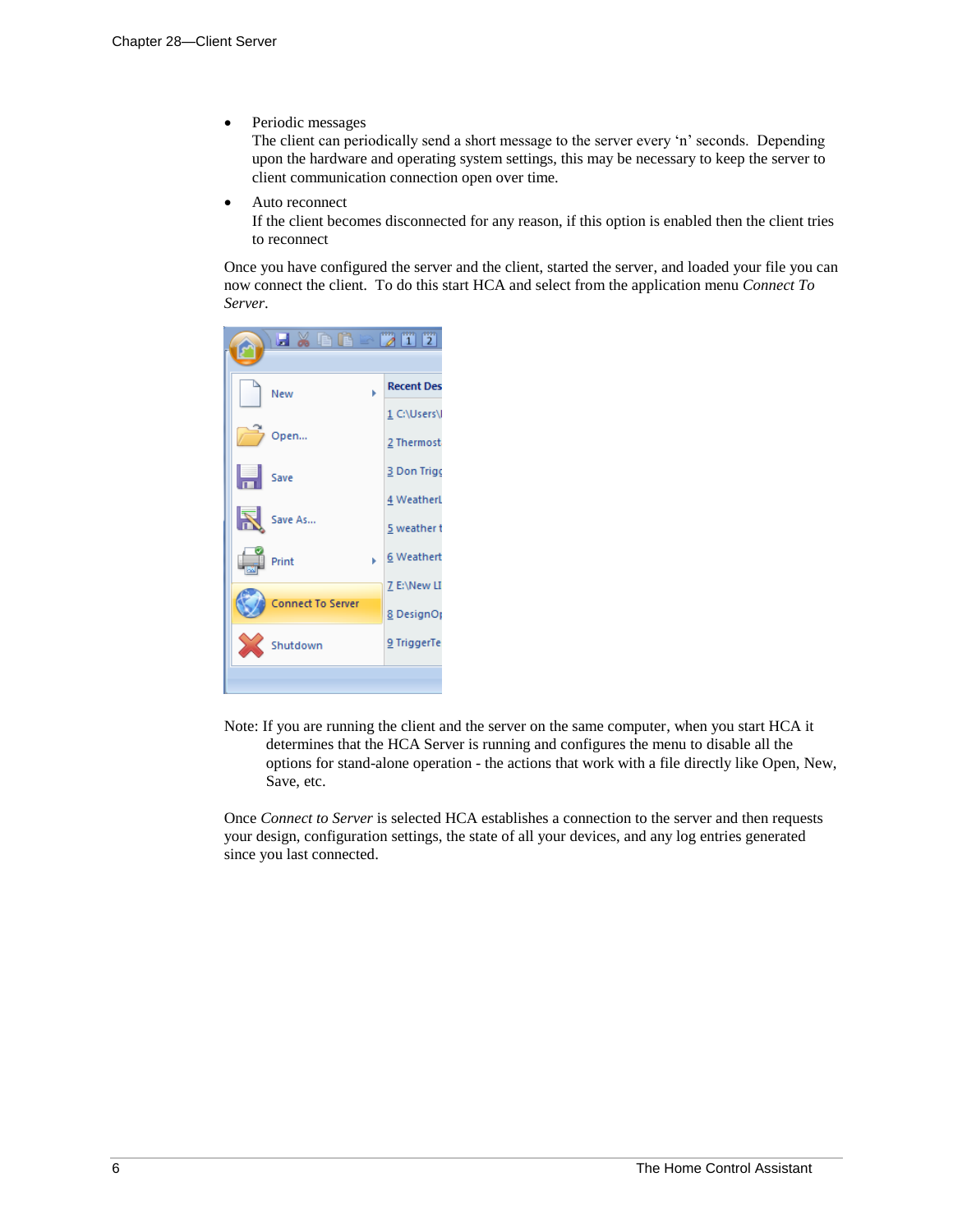- Periodic messages
  The client can periodically send a short message to the server every 'n' seconds. Depending upon the hardware and operating system settings, this may be necessary to keep the server to client communication connection open over time.
- Auto reconnect
  If the client becomes disconnected for any reason, if this option is enabled then the client tries to reconnect

Once you have configured the server and the client, started the server, and loaded your file you can now connect the client. To do this start HCA and select from the application menu *Connect To Server*.

Note: If you are running the client and the server on the same computer, when you start HCA it determines that the HCA Server is running and configures the menu to disable all the options for stand-alone operation - the actions that work with a file directly like Open, New, Save, etc.

Once *Connect to Server* is selected HCA establishes a connection to the server and then requests your design, configuration settings, the state of all your devices, and any log entries generated since you last connected.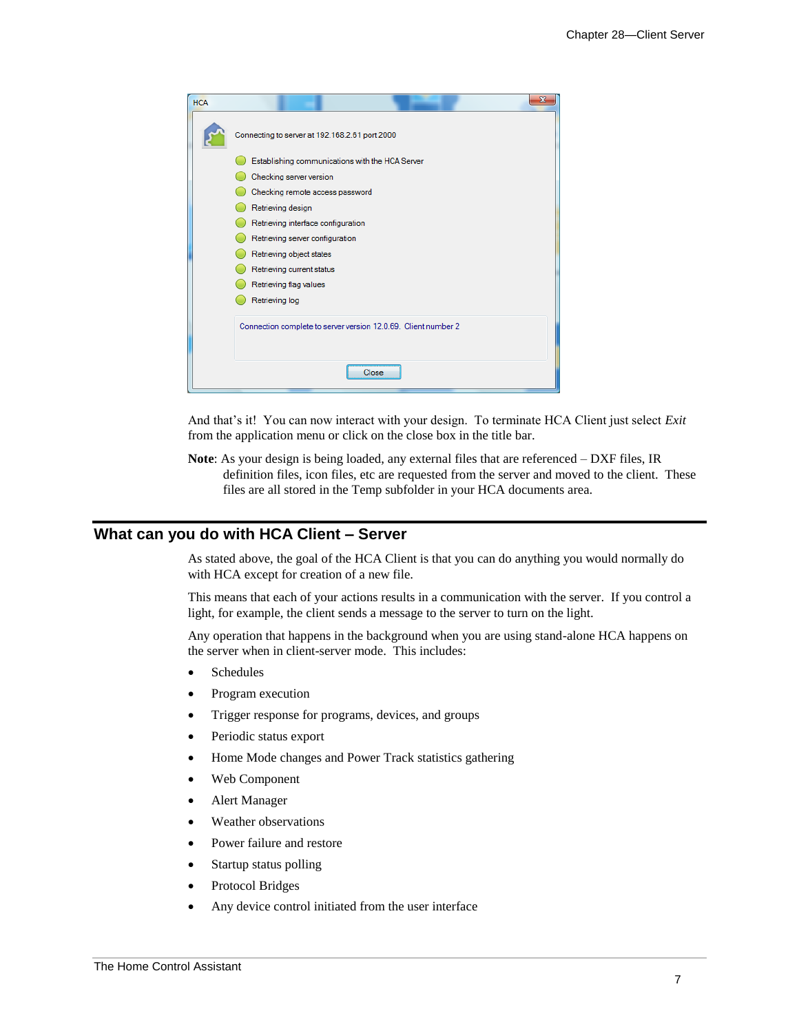And that's it! You can now interact with your design. To terminate HCA Client just select *Exit* from the application menu or click on the close box in the title bar.

**Note**: As your design is being loaded, any external files that are referenced – DXF files, IR definition files, icon files, etc are requested from the server and moved to the client. These files are all stored in the Temp subfolder in your HCA documents area.

## What can you do with HCA Client – Server

As stated above, the goal of the HCA Client is that you can do anything you would normally do with HCA except for creation of a new file.

This means that each of your actions results in a communication with the server. If you control a light, for example, the client sends a message to the server to turn on the light.

Any operation that happens in the background when you are using stand-alone HCA happens on the server when in client-server mode. This includes:

- Schedules
- Program execution
- Trigger response for programs, devices, and groups
- Periodic status export
- Home Mode changes and Power Track statistics gathering
- Web Component
- Alert Manager
- Weather observations
- Power failure and restore
- Startup status polling
- Protocol Bridges
- Any device control initiated from the user interface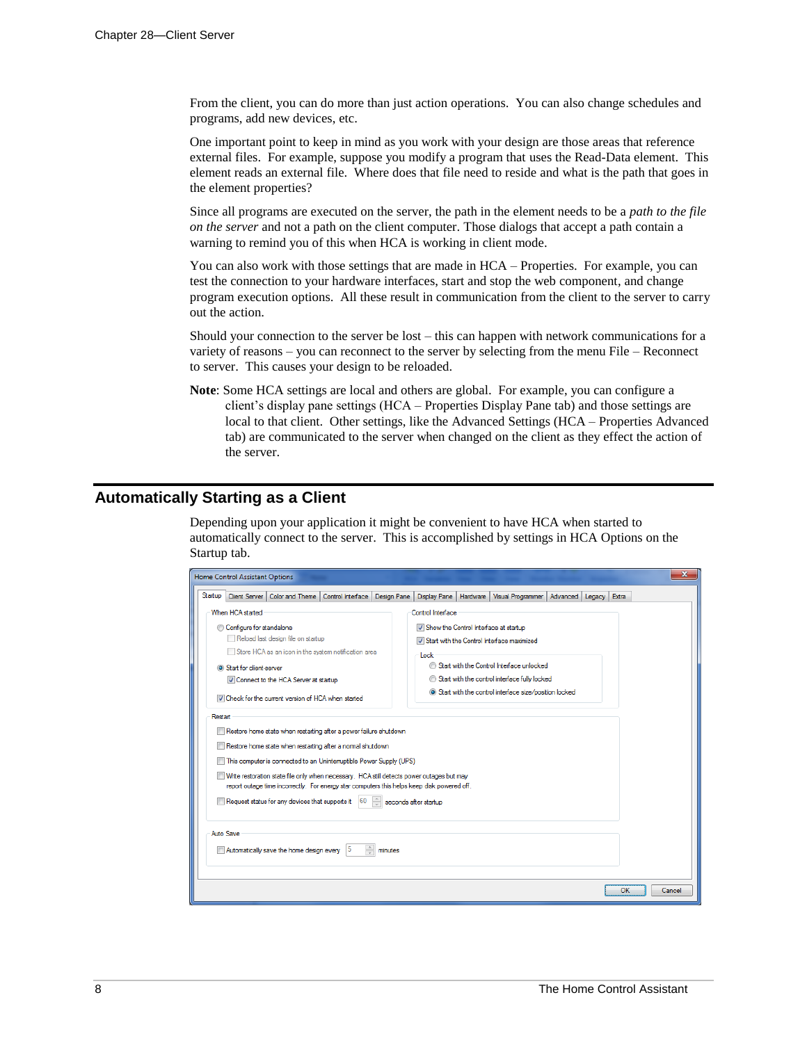From the client, you can do more than just action operations.  You can also change schedules and programs, add new devices, etc.

One important point to keep in mind as you work with your design are those areas that reference external files.  For example, suppose you modify a program that uses the Read-Data element.  This element reads an external file.  Where does that file need to reside and what is the path that goes in the element properties?

Since all programs are executed on the server, the path in the element needs to be a *path to the file on the server* and not a path on the client computer. Those dialogs that accept a path contain a warning to remind you of this when HCA is working in client mode.

You can also work with those settings that are made in HCA – Properties.  For example, you can test the connection to your hardware interfaces, start and stop the web component, and change program execution options.  All these result in communication from the client to the server to carry out the action.

Should your connection to the server be lost – this can happen with network communications for a variety of reasons – you can reconnect to the server by selecting from the menu File – Reconnect to server.  This causes your design to be reloaded.

**Note**: Some HCA settings are local and others are global.  For example, you can configure a client's display pane settings (HCA – Properties Display Pane tab) and those settings are local to that client.  Other settings, like the Advanced Settings (HCA – Properties Advanced tab) are communicated to the server when changed on the client as they effect the action of the server.

## Automatically Starting as a Client

Depending upon your application it might be convenient to have HCA when started to automatically connect to the server.  This is accomplished by settings in HCA Options on the Startup tab.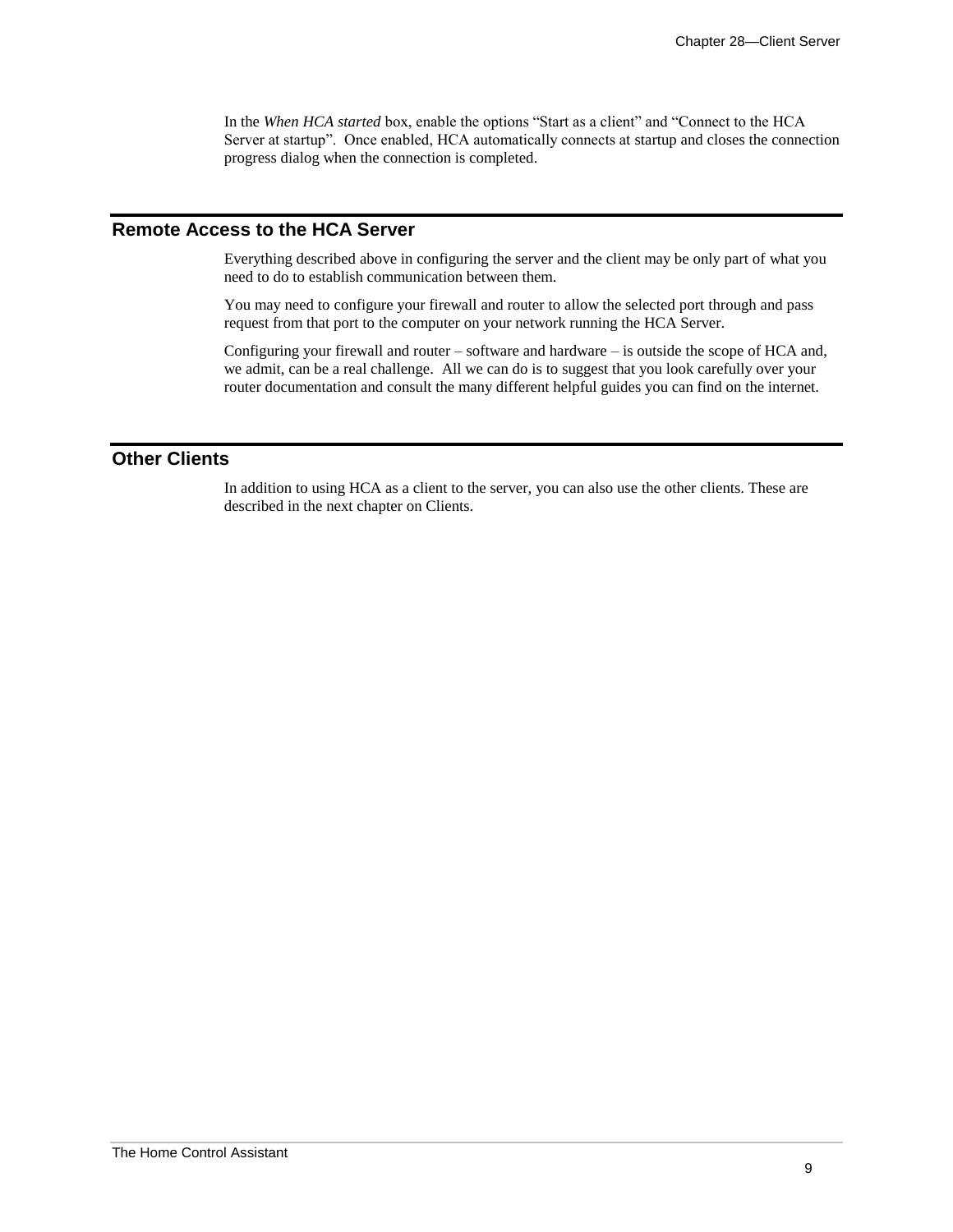In the *When HCA started* box, enable the options “Start as a client” and “Connect to the HCA Server at startup”. Once enabled, HCA automatically connects at startup and closes the connection progress dialog when the connection is completed.

## Remote Access to the HCA Server

Everything described above in configuring the server and the client may be only part of what you need to do to establish communication between them.

You may need to configure your firewall and router to allow the selected port through and pass request from that port to the computer on your network running the HCA Server.

Configuring your firewall and router – software and hardware – is outside the scope of HCA and, we admit, can be a real challenge. All we can do is to suggest that you look carefully over your router documentation and consult the many different helpful guides you can find on the internet.

## Other Clients

In addition to using HCA as a client to the server, you can also use the other clients. These are described in the next chapter on Clients.